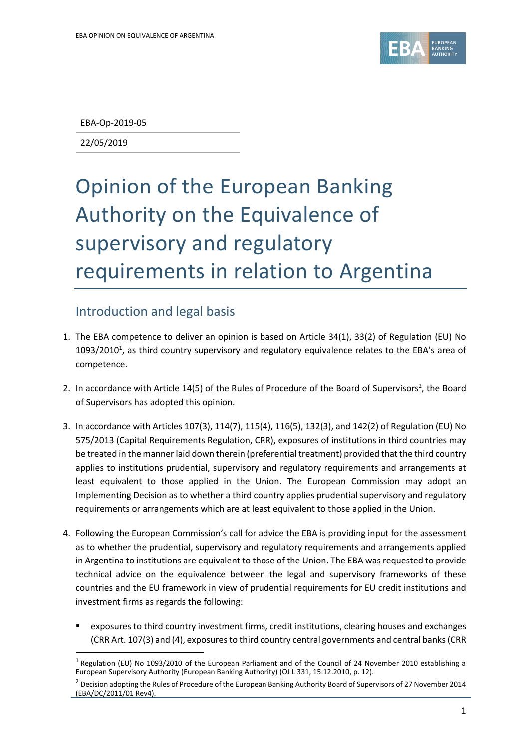EBA-Op-2019-05

22/05/2019

# Opinion of the European Banking Authority on the Equivalence of supervisory and regulatory requirements in relation to Argentina

## Introduction and legal basis

1. The EBA competence to deliver an opinion is based on Article 34(1), 33(2) of Regulation (EU) No 1093/2010[1], as third country supervisory and regulatory equivalence relates to the EBA's area of competence.

2. In accordance with Article 14(5) of the Rules of Procedure of the Board of Supervisors[2], the Board of Supervisors has adopted this opinion.

3. In accordance with Articles 107(3), 114(7), 115(4), 116(5), 132(3), and 142(2) of Regulation (EU) No 575/2013 (Capital Requirements Regulation, CRR), exposures of institutions in third countries may be treated in the manner laid down therein (preferential treatment) provided that the third country applies to institutions prudential, supervisory and regulatory requirements and arrangements at least equivalent to those applied in the Union. The European Commission may adopt an Implementing Decision as to whether a third country applies prudential supervisory and regulatory requirements or arrangements which are at least equivalent to those applied in the Union.

4. Following the European Commission's call for advice the EBA is providing input for the assessment as to whether the prudential, supervisory and regulatory requirements and arrangements applied in Argentina to institutions are equivalent to those of the Union. The EBA was requested to provide technical advice on the equivalence between the legal and supervisory frameworks of these countries and the EU framework in view of prudential requirements for EU credit institutions and investment firms as regards the following:

   - exposures to third country investment firms, credit institutions, clearing houses and exchanges (CRR Art. 107(3) and (4), exposures to third country central governments and central banks (CRR

[1] Regulation (EU) No 1093/2010 of the European Parliament and of the Council of 24 November 2010 establishing a European Supervisory Authority (European Banking Authority) (OJ L 331, 15.12.2010, p. 12).

[2] Decision adopting the Rules of Procedure of the European Banking Authority Board of Supervisors of 27 November 2014 (EBA/DC/2011/01 Rev4).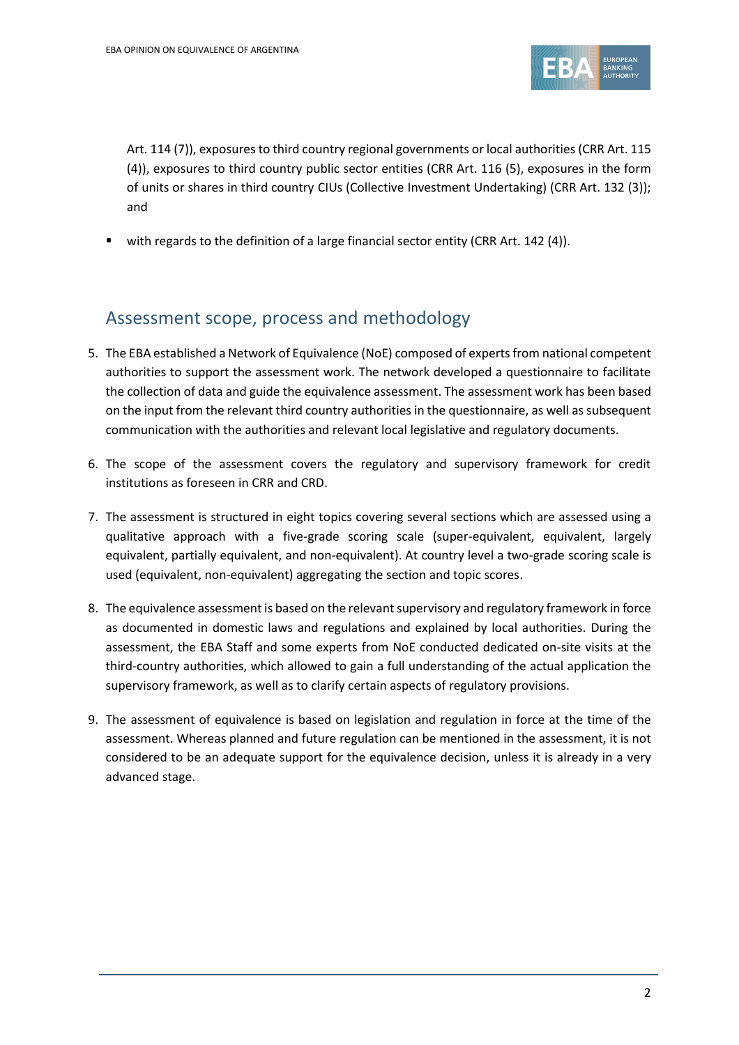Art. 114 (7)), exposures to third country regional governments or local authorities (CRR Art. 115 (4)), exposures to third country public sector entities (CRR Art. 116 (5), exposures in the form of units or shares in third country CIUs (Collective Investment Undertaking) (CRR Art. 132 (3)); and

- with regards to the definition of a large financial sector entity (CRR Art. 142 (4)).

## Assessment scope, process and methodology

5. The EBA established a Network of Equivalence (NoE) composed of experts from national competent authorities to support the assessment work. The network developed a questionnaire to facilitate the collection of data and guide the equivalence assessment. The assessment work has been based on the input from the relevant third country authorities in the questionnaire, as well as subsequent communication with the authorities and relevant local legislative and regulatory documents.

6. The scope of the assessment covers the regulatory and supervisory framework for credit institutions as foreseen in CRR and CRD.

7. The assessment is structured in eight topics covering several sections which are assessed using a qualitative approach with a five-grade scoring scale (super-equivalent, equivalent, largely equivalent, partially equivalent, and non-equivalent). At country level a two-grade scoring scale is used (equivalent, non-equivalent) aggregating the section and topic scores.

8. The equivalence assessment is based on the relevant supervisory and regulatory framework in force as documented in domestic laws and regulations and explained by local authorities. During the assessment, the EBA Staff and some experts from NoE conducted dedicated on-site visits at the third-country authorities, which allowed to gain a full understanding of the actual application the supervisory framework, as well as to clarify certain aspects of regulatory provisions.

9. The assessment of equivalence is based on legislation and regulation in force at the time of the assessment. Whereas planned and future regulation can be mentioned in the assessment, it is not considered to be an adequate support for the equivalence decision, unless it is already in a very advanced stage.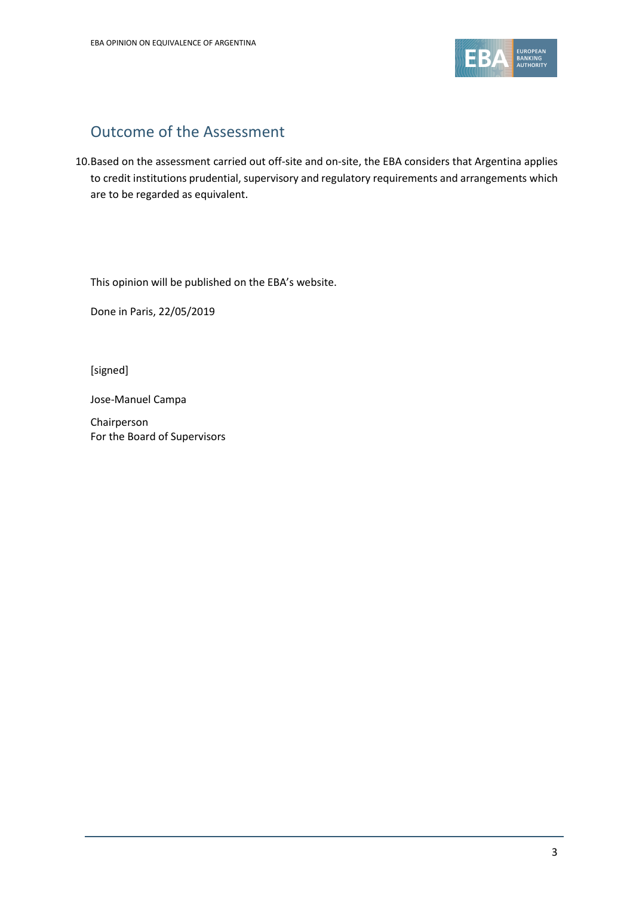## Outcome of the Assessment

10. Based on the assessment carried out off-site and on-site, the EBA considers that Argentina applies to credit institutions prudential, supervisory and regulatory requirements and arrangements which are to be regarded as equivalent.

This opinion will be published on the EBA's website.

Done in Paris, 22/05/2019

[signed]

Jose-Manuel Campa

Chairperson
For the Board of Supervisors